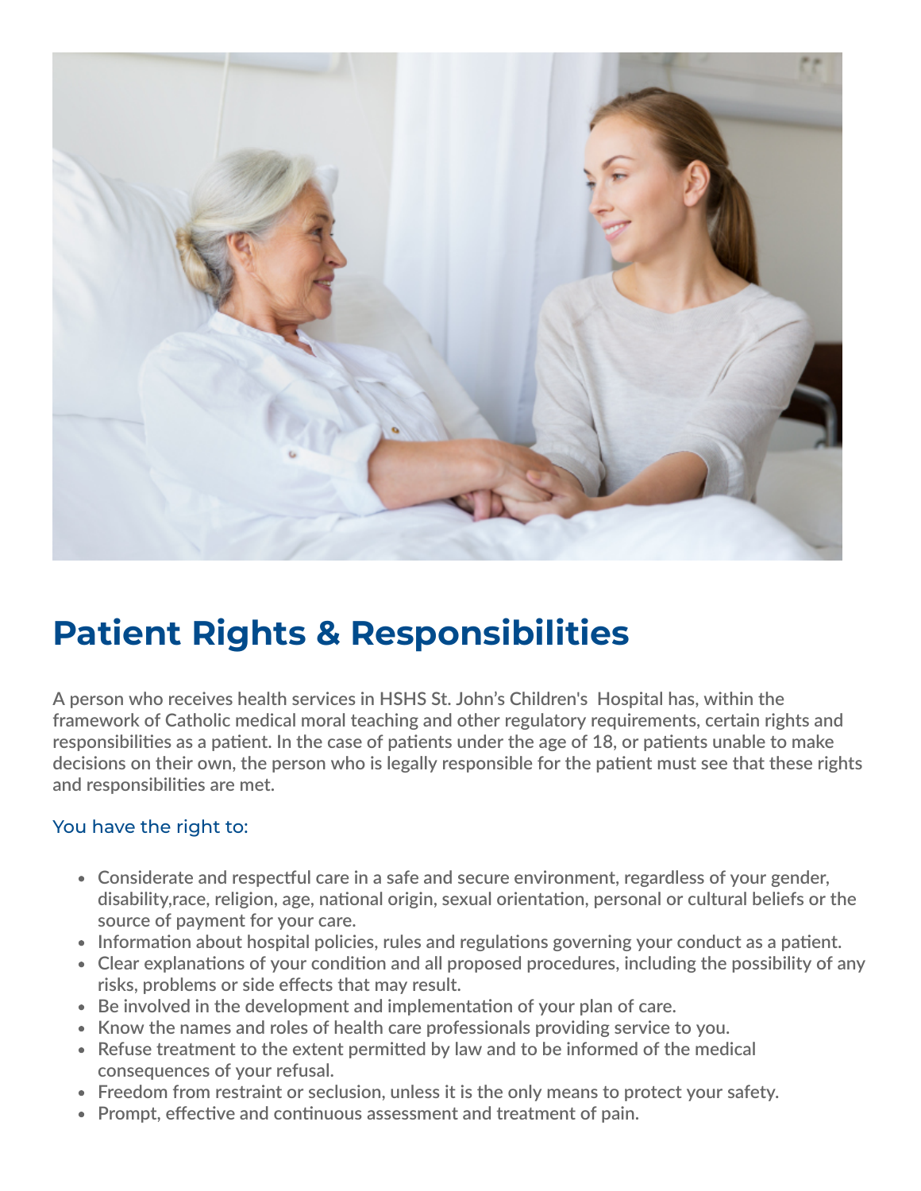# Patient Rights & Responsibilities

A person who receives health services in HSHS St. John's Children's  Hospital has, within the framework of Catholic medical moral teaching and other regulatory requirements, certain rights and responsibilities as a patient. In the case of patients under the age of 18, or patients unable to make decisions on their own, the person who is legally responsible for the patient must see that these rights and responsibilities are met.

## You have the right to:

- Considerate and respectful care in a safe and secure environment, regardless of your gender, disability,race, religion, age, national origin, sexual orientation, personal or cultural beliefs or the source of payment for your care.
- Information about hospital policies, rules and regulations governing your conduct as a patient.
- Clear explanations of your condition and all proposed procedures, including the possibility of any risks, problems or side effects that may result.
- Be involved in the development and implementation of your plan of care.
- Know the names and roles of health care professionals providing service to you.
- Refuse treatment to the extent permitted by law and to be informed of the medical consequences of your refusal.
- Freedom from restraint or seclusion, unless it is the only means to protect your safety.
- Prompt, effective and continuous assessment and treatment of pain.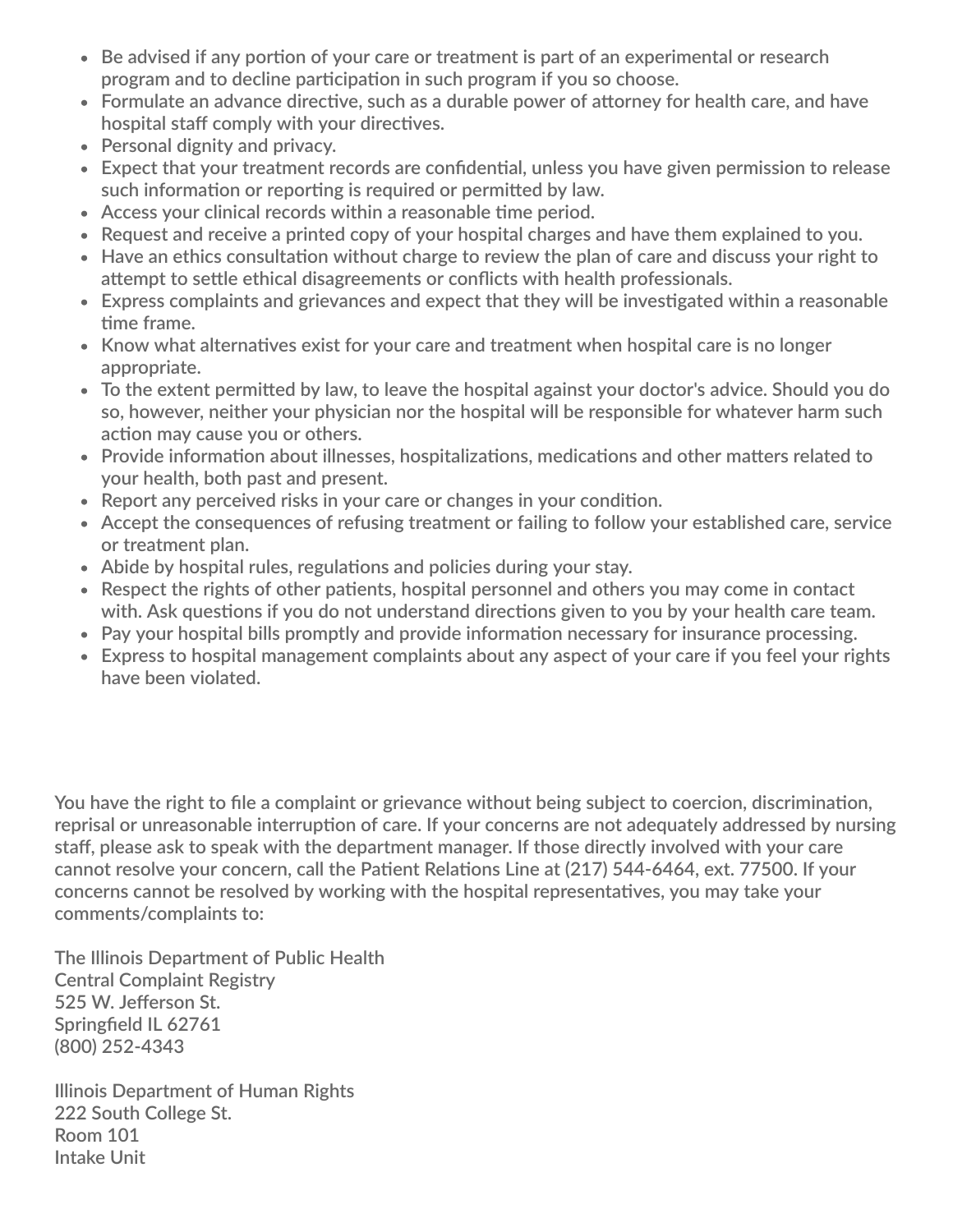- Be advised if any portion of your care or treatment is part of an experimental or research program and to decline participation in such program if you so choose.
- Formulate an advance directive, such as a durable power of attorney for health care, and have hospital staff comply with your directives.
- Personal dignity and privacy.
- Expect that your treatment records are confidential, unless you have given permission to release such information or reporting is required or permitted by law.
- Access your clinical records within a reasonable time period.
- Request and receive a printed copy of your hospital charges and have them explained to you.
- Have an ethics consultation without charge to review the plan of care and discuss your right to attempt to settle ethical disagreements or conflicts with health professionals.
- Express complaints and grievances and expect that they will be investigated within a reasonable time frame.
- Know what alternatives exist for your care and treatment when hospital care is no longer appropriate.
- To the extent permitted by law, to leave the hospital against your doctor's advice. Should you do so, however, neither your physician nor the hospital will be responsible for whatever harm such action may cause you or others.
- Provide information about illnesses, hospitalizations, medications and other matters related to your health, both past and present.
- Report any perceived risks in your care or changes in your condition.
- Accept the consequences of refusing treatment or failing to follow your established care, service or treatment plan.
- Abide by hospital rules, regulations and policies during your stay.
- Respect the rights of other patients, hospital personnel and others you may come in contact with. Ask questions if you do not understand directions given to you by your health care team.
- Pay your hospital bills promptly and provide information necessary for insurance processing.
- Express to hospital management complaints about any aspect of your care if you feel your rights have been violated.

You have the right to file a complaint or grievance without being subject to coercion, discrimination, reprisal or unreasonable interruption of care. If your concerns are not adequately addressed by nursing staff, please ask to speak with the department manager. If those directly involved with your care cannot resolve your concern, call the Patient Relations Line at (217) 544-6464, ext. 77500. If your concerns cannot be resolved by working with the hospital representatives, you may take your comments/complaints to:

The Illinois Department of Public Health
Central Complaint Registry
525 W. Jefferson St.
Springfield IL 62761
(800) 252-4343

Illinois Department of Human Rights
222 South College St.
Room 101
Intake Unit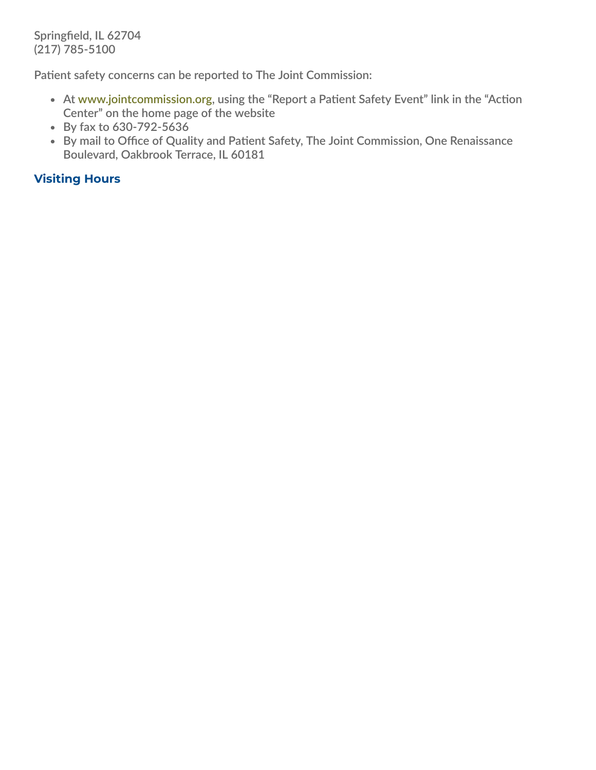Springfield, IL 62704
(217) 785-5100

Patient safety concerns can be reported to The Joint Commission:

- At www.jointcommission.org, using the "Report a Patient Safety Event" link in the "Action Center" on the home page of the website
- By fax to 630-792-5636
- By mail to Office of Quality and Patient Safety, The Joint Commission, One Renaissance Boulevard, Oakbrook Terrace, IL 60181

## Visiting Hours